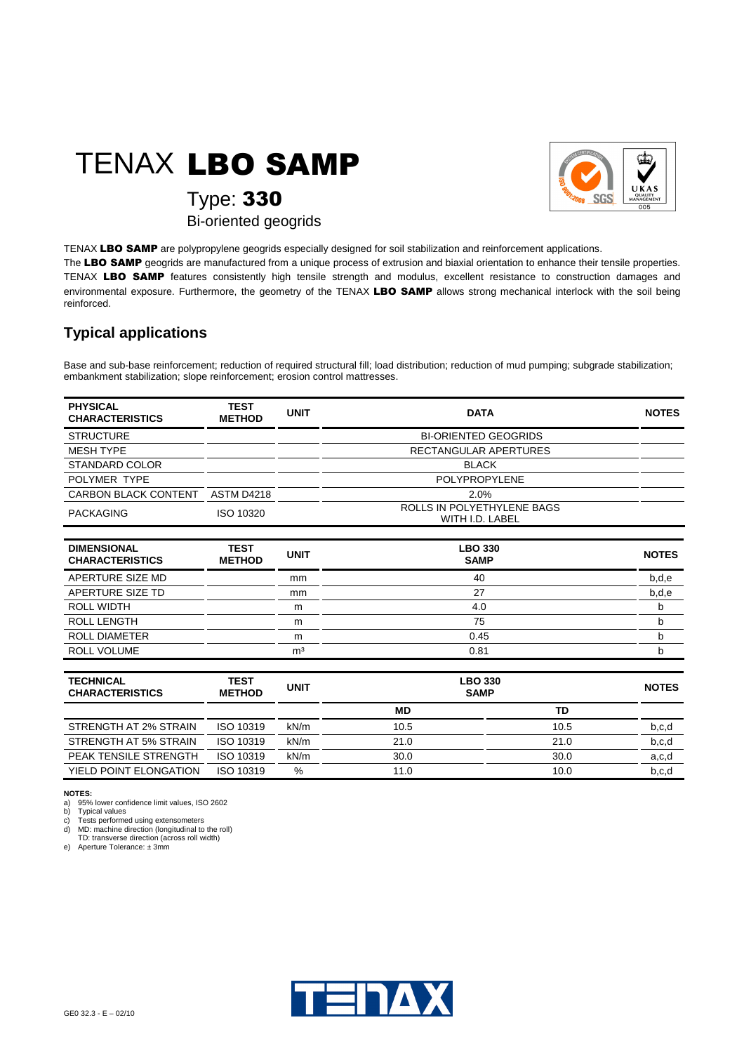# TENAX **LBO SAMP**

## Type: **330**

Bi-oriented geogrids

TENAX **LBO SAMP** are polypropylene geogrids especially designed for soil stabilization and reinforcement applications.
The **LBO SAMP** geogrids are manufactured from a unique process of extrusion and biaxial orientation to enhance their tensile properties. TENAX **LBO SAMP** features consistently high tensile strength and modulus, excellent resistance to construction damages and environmental exposure. Furthermore, the geometry of the TENAX **LBO SAMP** allows strong mechanical interlock with the soil being reinforced.

## Typical applications

Base and sub-base reinforcement; reduction of required structural fill; load distribution; reduction of mud pumping; subgrade stabilization; embankment stabilization; slope reinforcement; erosion control mattresses.

| PHYSICAL CHARACTERISTICS | TEST METHOD | UNIT | DATA | NOTES |
|---|---|---|---|---|
| STRUCTURE | | | BI-ORIENTED GEOGRIDS | |
| MESH TYPE | | | RECTANGULAR APERTURES | |
| STANDARD COLOR | | | BLACK | |
| POLYMER TYPE | | | POLYPROPYLENE | |
| CARBON BLACK CONTENT | ASTM D4218 | | 2.0% | |
| PACKAGING | ISO 10320 | | ROLLS IN POLYETHYLENE BAGS WITH I.D. LABEL | |

| DIMENSIONAL CHARACTERISTICS | TEST METHOD | UNIT | LBO 330 SAMP | NOTES |
|---|---|---|---|---|
| APERTURE SIZE MD | | mm | 40 | b,d,e |
| APERTURE SIZE TD | | mm | 27 | b,d,e |
| ROLL WIDTH | | m | 4.0 | b |
| ROLL LENGTH | | m | 75 | b |
| ROLL DIAMETER | | m | 0.45 | b |
| ROLL VOLUME | | m³ | 0.81 | b |

| TECHNICAL CHARACTERISTICS | TEST METHOD | UNIT | LBO 330 SAMP | | NOTES |
|---|---|---|---|---|---|
| | | | MD | TD | |
| STRENGTH AT 2% STRAIN | ISO 10319 | kN/m | 10.5 | 10.5 | b,c,d |
| STRENGTH AT 5% STRAIN | ISO 10319 | kN/m | 21.0 | 21.0 | b,c,d |
| PEAK TENSILE STRENGTH | ISO 10319 | kN/m | 30.0 | 30.0 | a,c,d |
| YIELD POINT ELONGATION | ISO 10319 | % | 11.0 | 10.0 | b,c,d |

**NOTES:**

a) 95% lower confidence limit values, ISO 2602
b) Typical values
c) Tests performed using extensometers
d) MD: machine direction (longitudinal to the roll)
TD: transverse direction (across roll width)
e) Aperture Tolerance: ± 3mm

GE0 32.3 - E – 02/10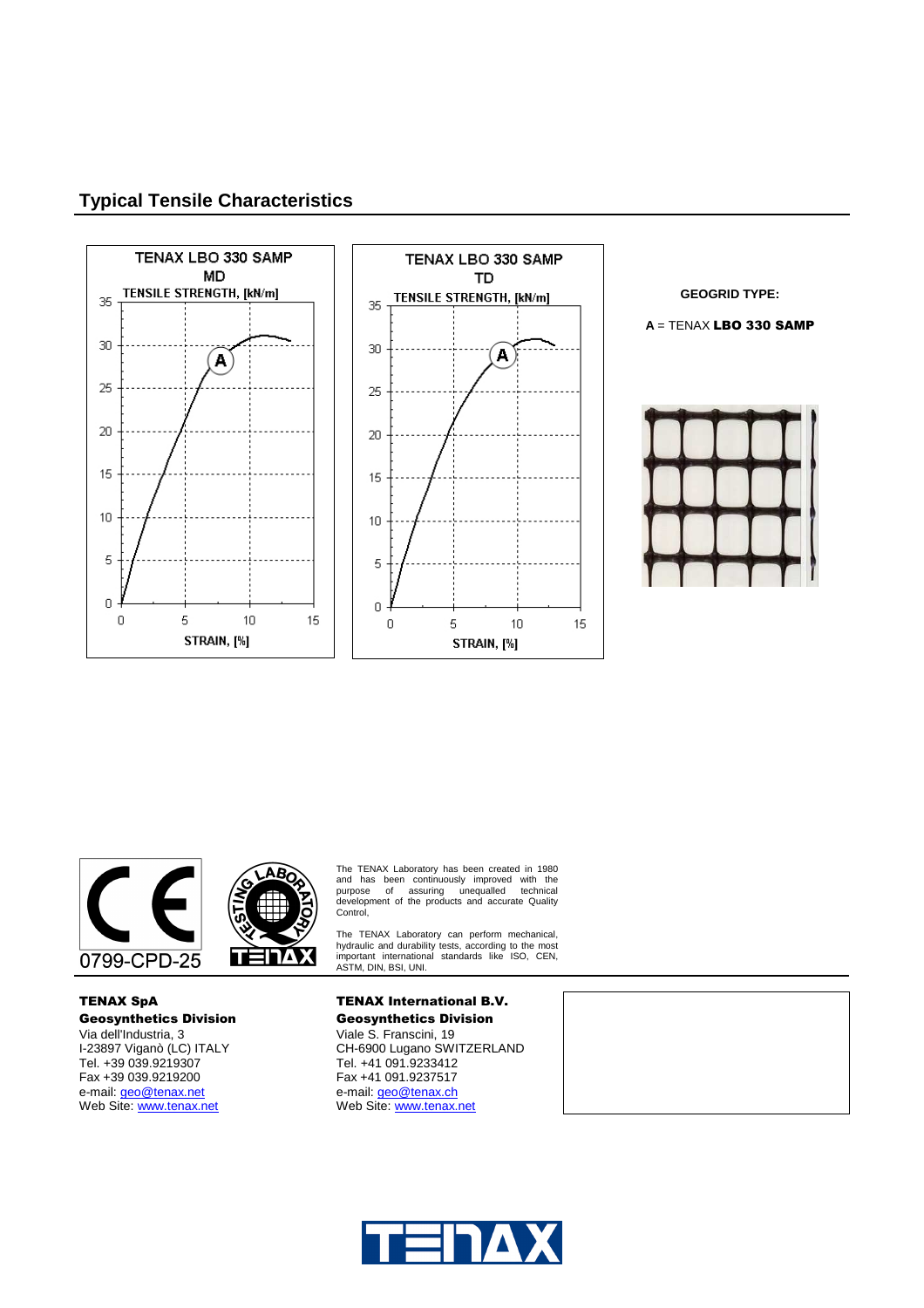## Typical Tensile Characteristics

TENAX LBO 330 SAMP
MD
TENSILE STRENGTH, [kN/m]
35
30
25
20
15
10
5
0
0
5
10
15
STRAIN, [%]
A

TENAX LBO 330 SAMP
TD
TENSILE STRENGTH, [kN/m]
35
30
25
20
15
10
5
0
0
5
10
15
STRAIN, [%]
A

**GEOGRID TYPE:**

**A** = TENAX **LBO 330 SAMP**

0799-CPD-25

TESTING LABORATORY
TENAX

The TENAX Laboratory has been created in 1980 and has been continuously improved with the purpose of assuring unequalled technical development of the products and accurate Quality Control,

The TENAX Laboratory can perform mechanical, hydraulic and durability tests, according to the most important international standards like ISO, CEN, ASTM, DIN, BSI, UNI.

**TENAX SpA**
**Geosynthetics Division**
Via dell'Industria, 3
I-23897 Viganò (LC) ITALY
Tel. +39 039.9219307
Fax +39 039.9219200
e-mail: geo@tenax.net
Web Site: www.tenax.net

**TENAX International B.V.**
**Geosynthetics Division**
Viale S. Franscini, 19
CH-6900 Lugano SWITZERLAND
Tel. +41 091.9233412
Fax +41 091.9237517
e-mail: geo@tenax.ch
Web Site: www.tenax.net

TENAX